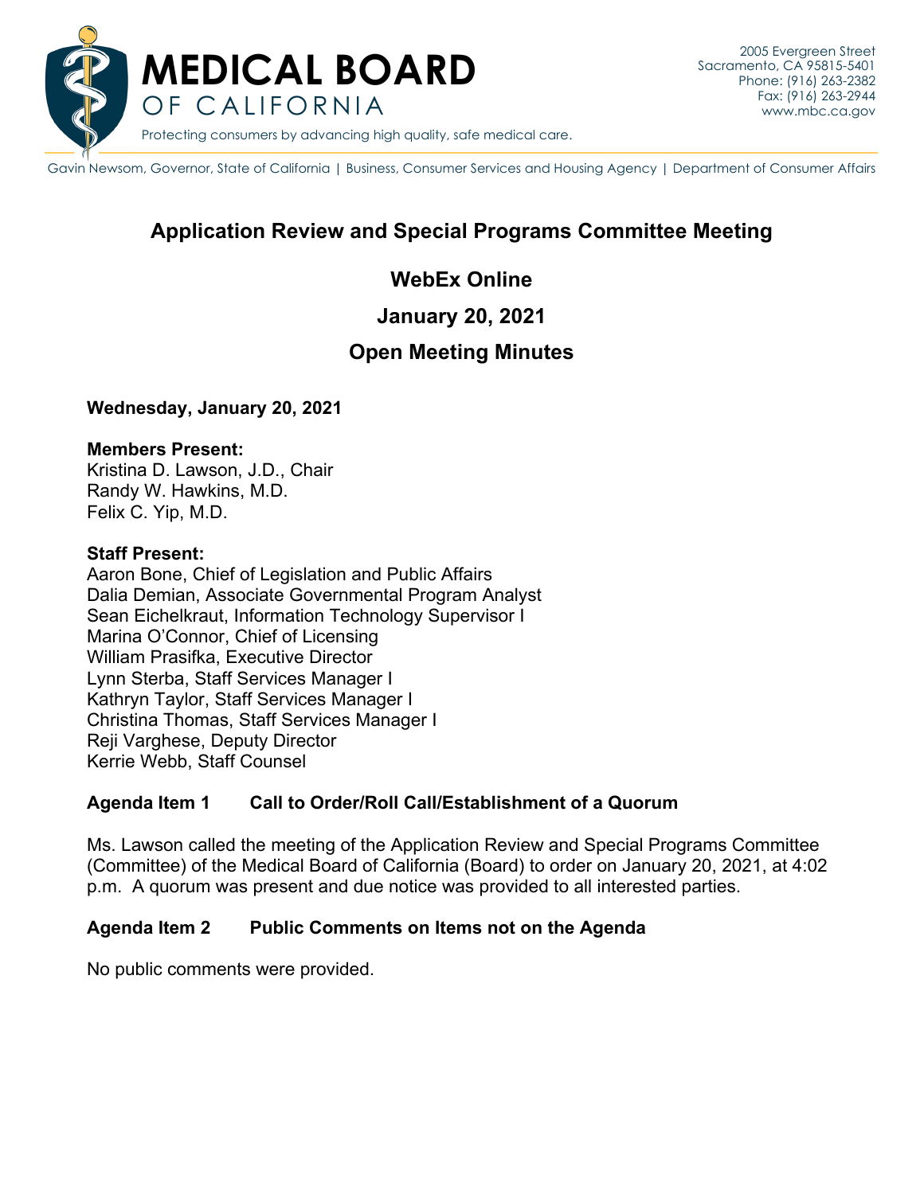# MEDICAL BOARD OF CALIFORNIA

Protecting consumers by advancing high quality, safe medical care.

2005 Evergreen Street
Sacramento, CA 95815-5401
Phone: (916) 263-2382
Fax: (916) 263-2944
www.mbc.ca.gov

Gavin Newsom, Governor, State of California | Business, Consumer Services and Housing Agency | Department of Consumer Affairs

## Application Review and Special Programs Committee Meeting

## WebEx Online

## January 20, 2021

## Open Meeting Minutes

**Wednesday, January 20, 2021**

**Members Present:**
Kristina D. Lawson, J.D., Chair
Randy W. Hawkins, M.D.
Felix C. Yip, M.D.

**Staff Present:**
Aaron Bone, Chief of Legislation and Public Affairs
Dalia Demian, Associate Governmental Program Analyst
Sean Eichelkraut, Information Technology Supervisor I
Marina O'Connor, Chief of Licensing
William Prasifka, Executive Director
Lynn Sterba, Staff Services Manager I
Kathryn Taylor, Staff Services Manager I
Christina Thomas, Staff Services Manager I
Reji Varghese, Deputy Director
Kerrie Webb, Staff Counsel

### Agenda Item 1 Call to Order/Roll Call/Establishment of a Quorum

Ms. Lawson called the meeting of the Application Review and Special Programs Committee (Committee) of the Medical Board of California (Board) to order on January 20, 2021, at 4:02 p.m. A quorum was present and due notice was provided to all interested parties.

### Agenda Item 2 Public Comments on Items not on the Agenda

No public comments were provided.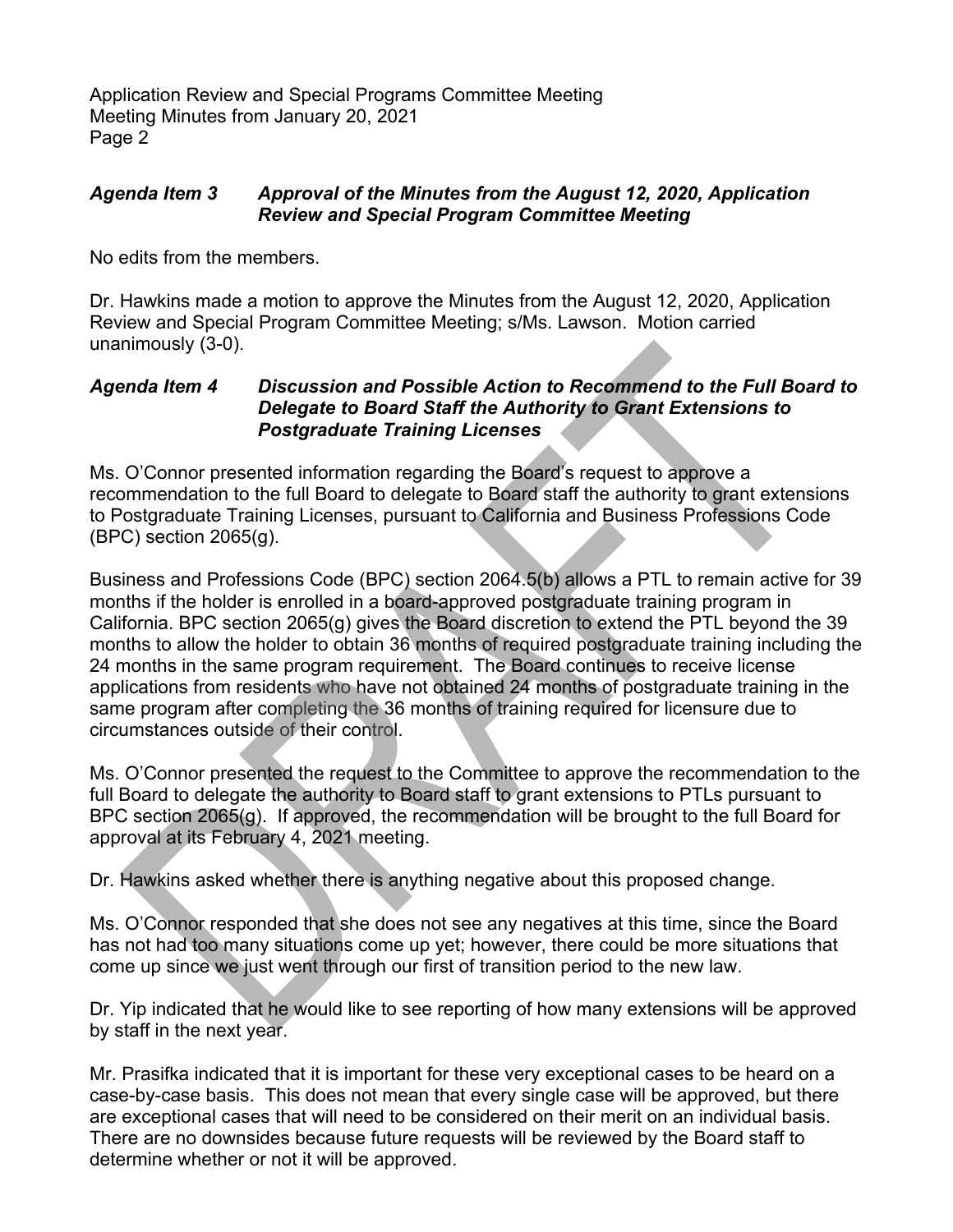### *Agenda Item 3 Approval of the Minutes from the August 12, 2020, Application Review and Special Program Committee Meeting*

No edits from the members.

Dr. Hawkins made a motion to approve the Minutes from the August 12, 2020, Application Review and Special Program Committee Meeting; s/Ms. Lawson. Motion carried unanimously (3-0).

### *Agenda Item 4 Discussion and Possible Action to Recommend to the Full Board to Delegate to Board Staff the Authority to Grant Extensions to Postgraduate Training Licenses*

Ms. O'Connor presented information regarding the Board's request to approve a recommendation to the full Board to delegate to Board staff the authority to grant extensions to Postgraduate Training Licenses, pursuant to California and Business Professions Code (BPC) section 2065(g).

Business and Professions Code (BPC) section 2064.5(b) allows a PTL to remain active for 39 months if the holder is enrolled in a board-approved postgraduate training program in California. BPC section 2065(g) gives the Board discretion to extend the PTL beyond the 39 months to allow the holder to obtain 36 months of required postgraduate training including the 24 months in the same program requirement. The Board continues to receive license applications from residents who have not obtained 24 months of postgraduate training in the same program after completing the 36 months of training required for licensure due to circumstances outside of their control.

Ms. O'Connor presented the request to the Committee to approve the recommendation to the full Board to delegate the authority to Board staff to grant extensions to PTLs pursuant to BPC section 2065(g). If approved, the recommendation will be brought to the full Board for approval at its February 4, 2021 meeting.

Dr. Hawkins asked whether there is anything negative about this proposed change.

Ms. O'Connor responded that she does not see any negatives at this time, since the Board has not had too many situations come up yet; however, there could be more situations that come up since we just went through our first of transition period to the new law.

Dr. Yip indicated that he would like to see reporting of how many extensions will be approved by staff in the next year.

Mr. Prasifka indicated that it is important for these very exceptional cases to be heard on a case-by-case basis. This does not mean that every single case will be approved, but there are exceptional cases that will need to be considered on their merit on an individual basis. There are no downsides because future requests will be reviewed by the Board staff to determine whether or not it will be approved.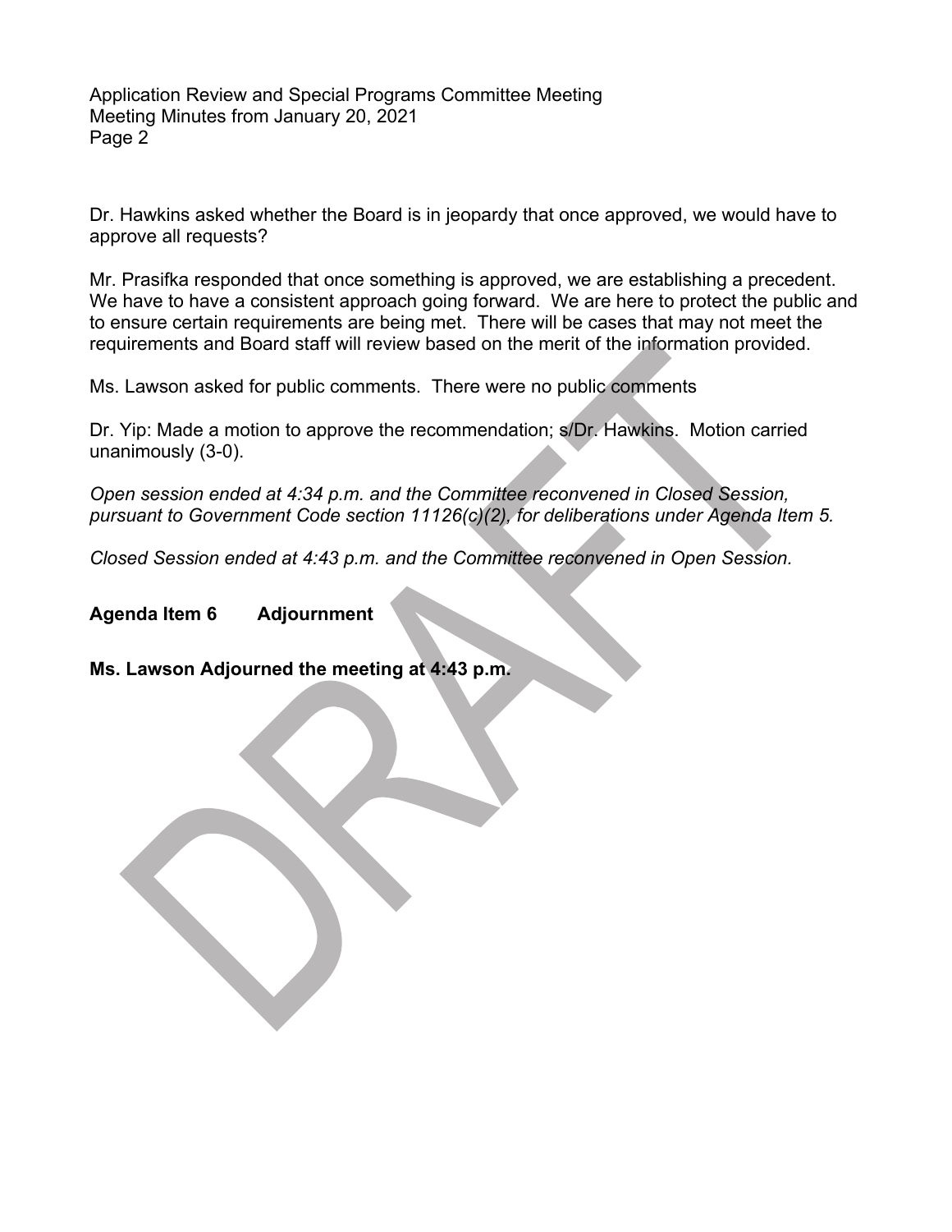Dr. Hawkins asked whether the Board is in jeopardy that once approved, we would have to approve all requests?

Mr. Prasifka responded that once something is approved, we are establishing a precedent. We have to have a consistent approach going forward. We are here to protect the public and to ensure certain requirements are being met. There will be cases that may not meet the requirements and Board staff will review based on the merit of the information provided.

Ms. Lawson asked for public comments. There were no public comments

Dr. Yip: Made a motion to approve the recommendation; s/Dr. Hawkins. Motion carried unanimously (3-0).

*Open session ended at 4:34 p.m. and the Committee reconvened in Closed Session, pursuant to Government Code section 11126(c)(2), for deliberations under Agenda Item 5.*

*Closed Session ended at 4:43 p.m. and the Committee reconvened in Open Session.*

**Agenda Item 6 Adjournment**

**Ms. Lawson Adjourned the meeting at 4:43 p.m.**